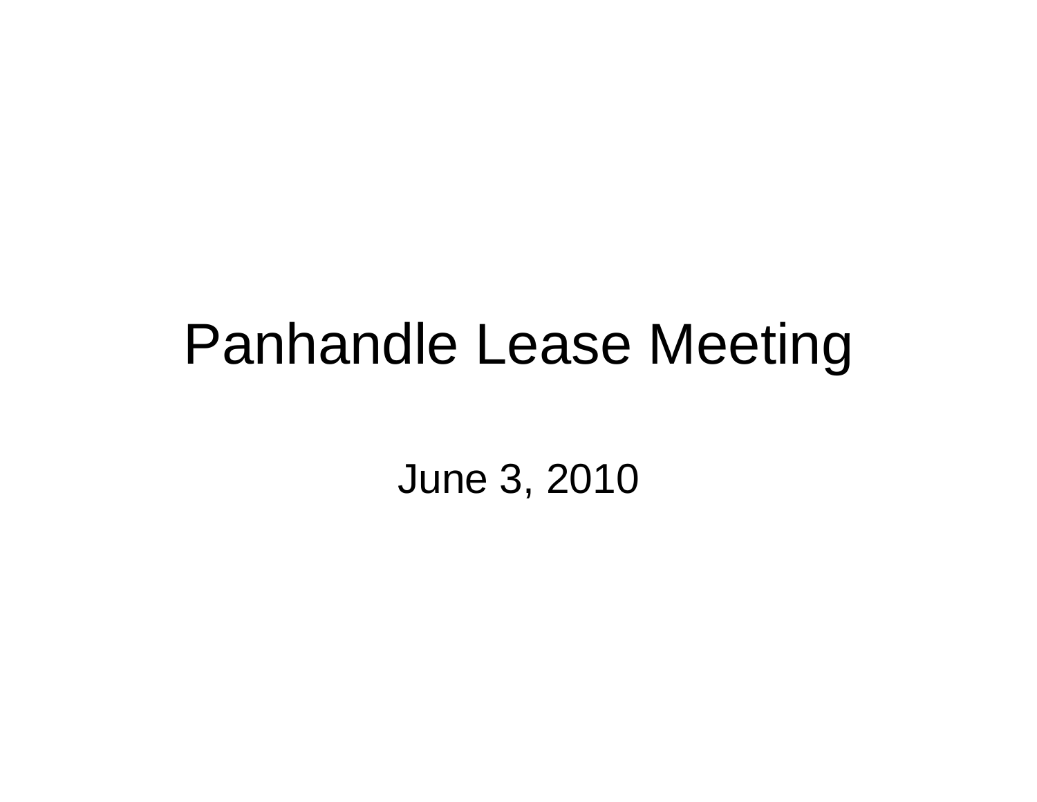# Panhandle Lease Meeting

June 3, 2010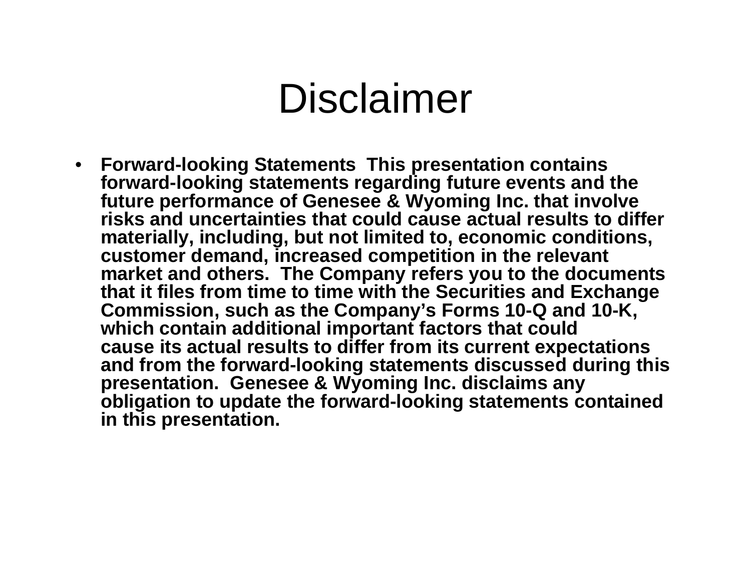# Disclaimer

- **Forward-looking Statements  This presentation contains forward-looking statements regarding future events and the future performance of Genesee & Wyoming Inc. that involve risks and uncertainties that could cause actual results to differ materially, including, but not limited to, economic conditions, customer demand, increased competition in the relevant market and others.  The Company refers you to the documents that it files from time to time with the Securities and Exchange Commission, such as the Company's Forms 10-Q and 10-K, which contain additional important factors that could cause its actual results to differ from its current expectations and from the forward-looking statements discussed during this presentation.  Genesee & Wyoming Inc. disclaims any obligation to update the forward-looking statements contained in this presentation.**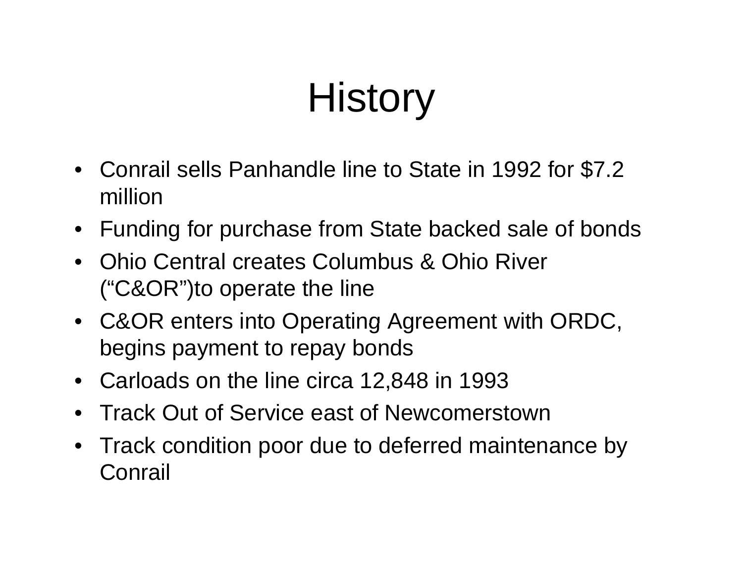# History

- Conrail sells Panhandle line to State in 1992 for $7.2 million
- Funding for purchase from State backed sale of bonds
- Ohio Central creates Columbus & Ohio River ("C&OR")to operate the line
- C&OR enters into Operating Agreement with ORDC, begins payment to repay bonds
- Carloads on the line circa 12,848 in 1993
- Track Out of Service east of Newcomerstown
- Track condition poor due to deferred maintenance by Conrail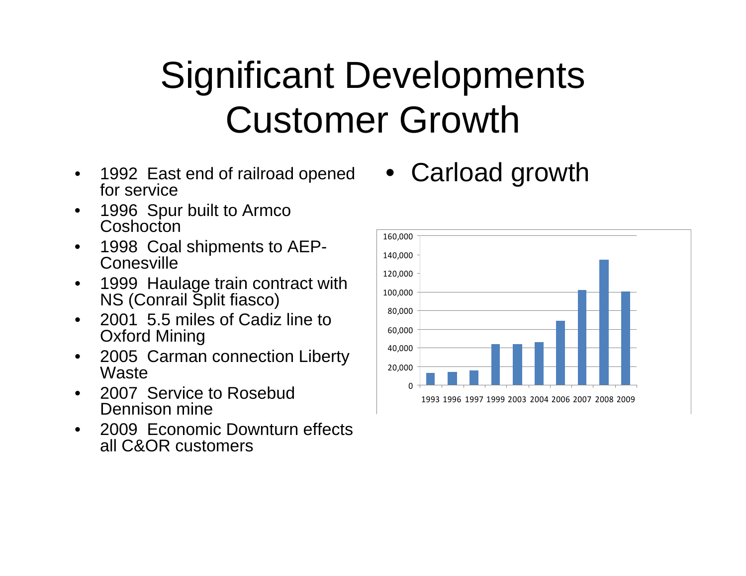# Significant Developments Customer Growth

- 1992 East end of railroad opened for service
- 1996 Spur built to Armco Coshocton
- 1998 Coal shipments to AEP-Conesville
- 1999 Haulage train contract with NS (Conrail Split fiasco)
- 2001 5.5 miles of Cadiz line to Oxford Mining
- 2005 Carman connection Liberty Waste
- 2007 Service to Rosebud Dennison mine
- 2009 Economic Downturn effects all C&OR customers

- Carload growth

| Year | Carloads (approx.) |
|---|---|
| 1993 | 13,000 |
| 1996 | 14,000 |
| 1997 | 16,000 |
| 1999 | 44,000 |
| 2003 | 44,000 |
| 2004 | 46,000 |
| 2006 | 69,000 |
| 2007 | 102,000 |
| 2008 | 135,000 |
| 2009 | 100,000 |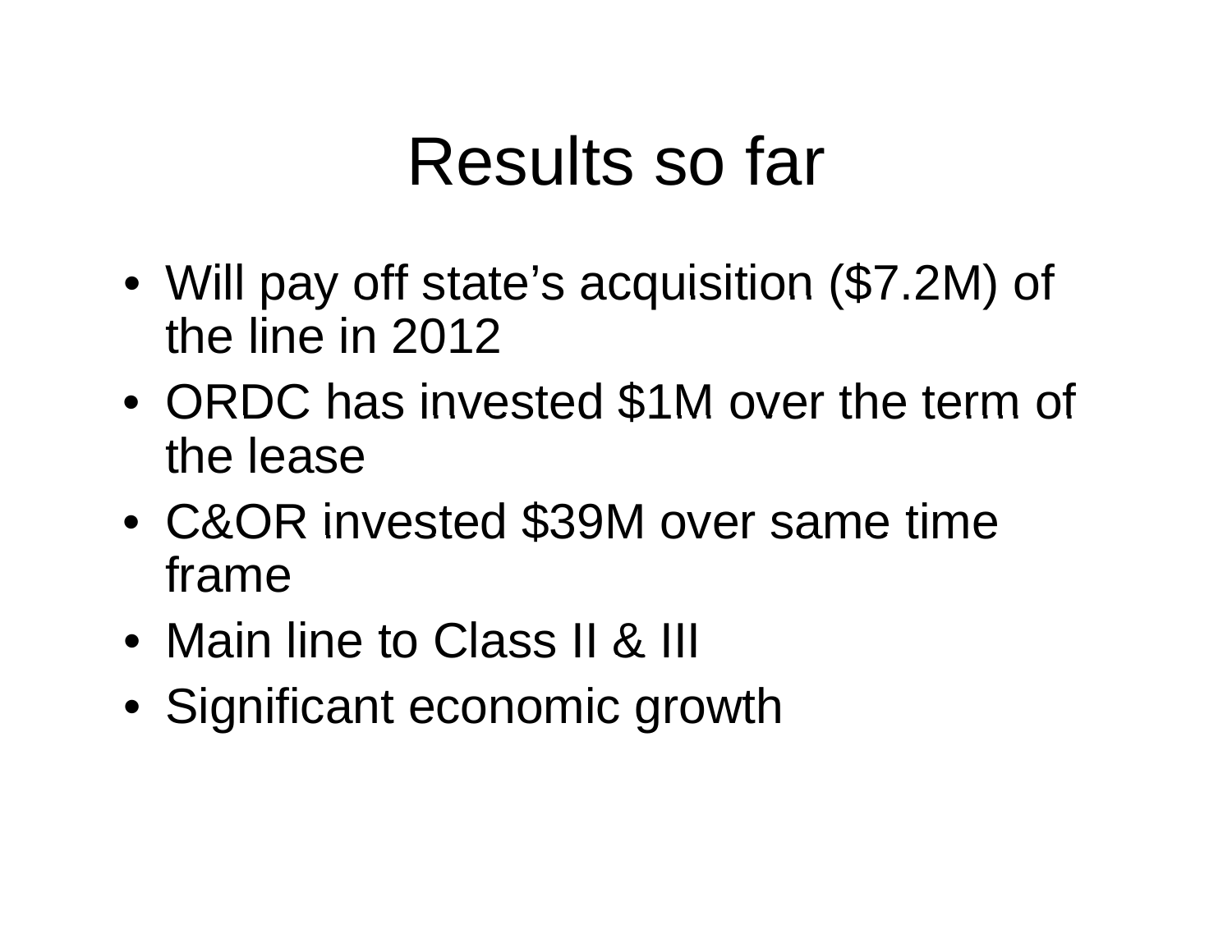# Results so far

- Will pay off state's acquisition ($7.2M) of the line in 2012
- ORDC has invested $1M over the term of the lease
- C&OR invested $39M over same time frame
- Main line to Class II & III
- Significant economic growth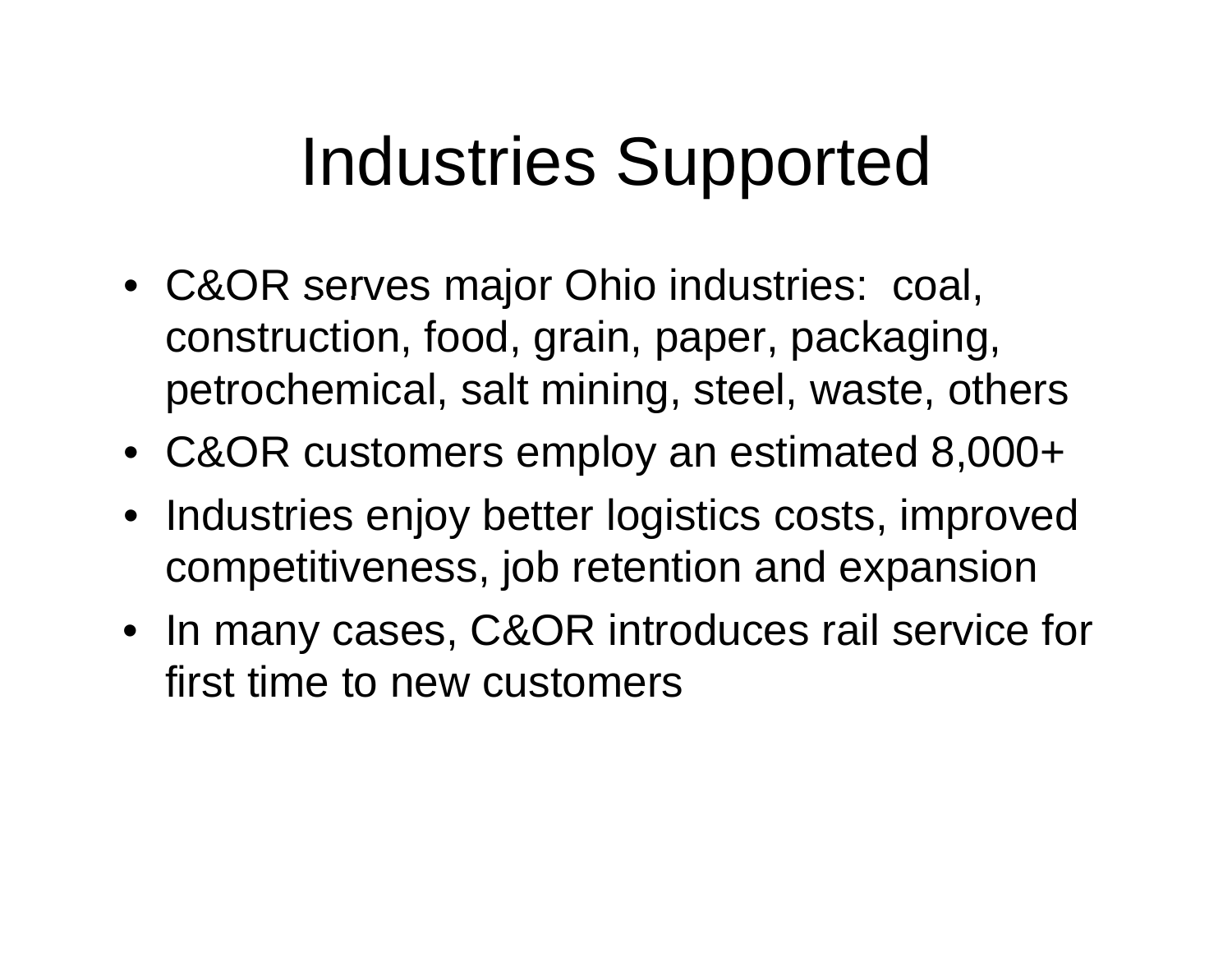# Industries Supported

- C&OR serves major Ohio industries: coal, construction, food, grain, paper, packaging, petrochemical, salt mining, steel, waste, others
- C&OR customers employ an estimated 8,000+
- Industries enjoy better logistics costs, improved competitiveness, job retention and expansion
- In many cases, C&OR introduces rail service for first time to new customers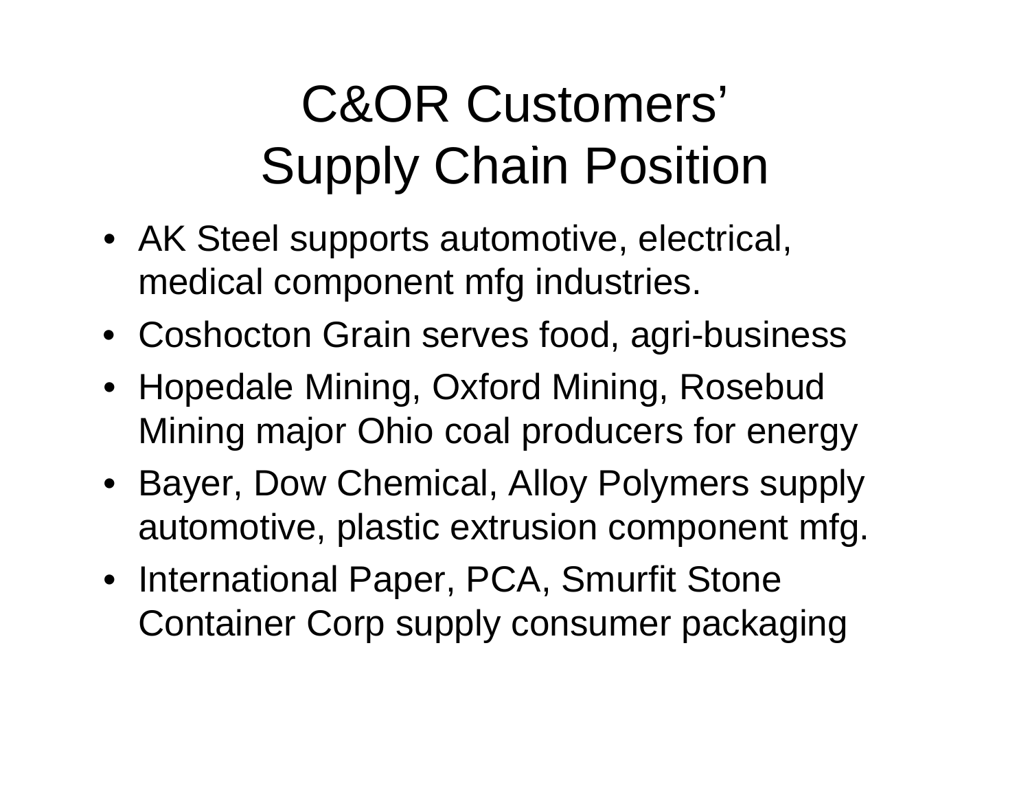# C&OR Customers' Supply Chain Position

- AK Steel supports automotive, electrical, medical component mfg industries.
- Coshocton Grain serves food, agri-business
- Hopedale Mining, Oxford Mining, Rosebud Mining major Ohio coal producers for energy
- Bayer, Dow Chemical, Alloy Polymers supply automotive, plastic extrusion component mfg.
- International Paper, PCA, Smurfit Stone Container Corp supply consumer packaging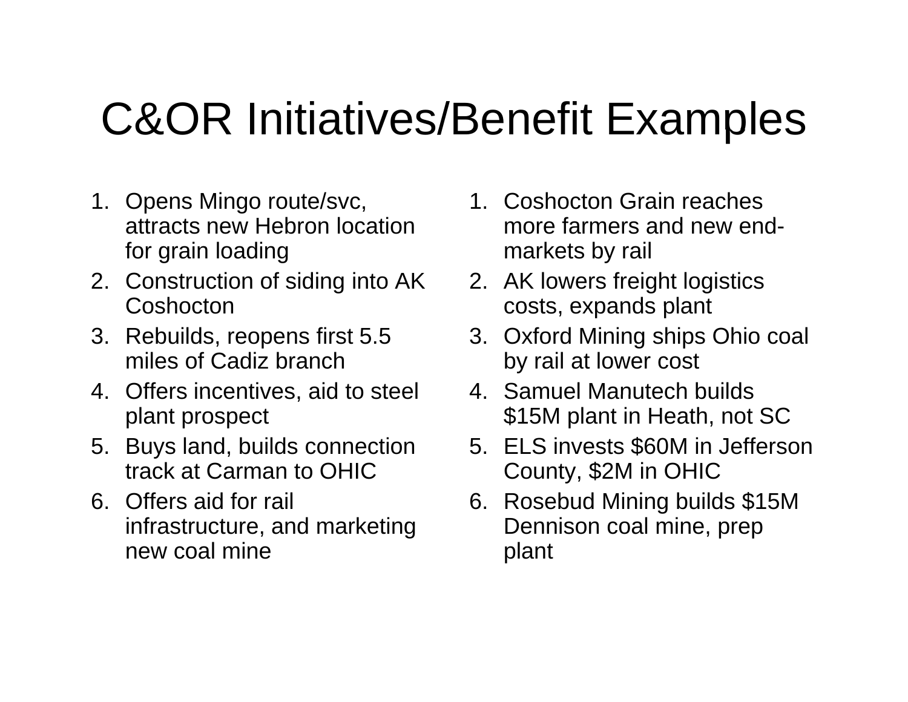# C&OR Initiatives/Benefit Examples

1. Opens Mingo route/svc, attracts new Hebron location for grain loading
2. Construction of siding into AK Coshocton
3. Rebuilds, reopens first 5.5 miles of Cadiz branch
4. Offers incentives, aid to steel plant prospect
5. Buys land, builds connection track at Carman to OHIC
6. Offers aid for rail infrastructure, and marketing new coal mine

1. Coshocton Grain reaches more farmers and new end-markets by rail
2. AK lowers freight logistics costs, expands plant
3. Oxford Mining ships Ohio coal by rail at lower cost
4. Samuel Manutech builds $15M plant in Heath, not SC
5. ELS invests $60M in Jefferson County, $2M in OHIC
6. Rosebud Mining builds $15M Dennison coal mine, prep plant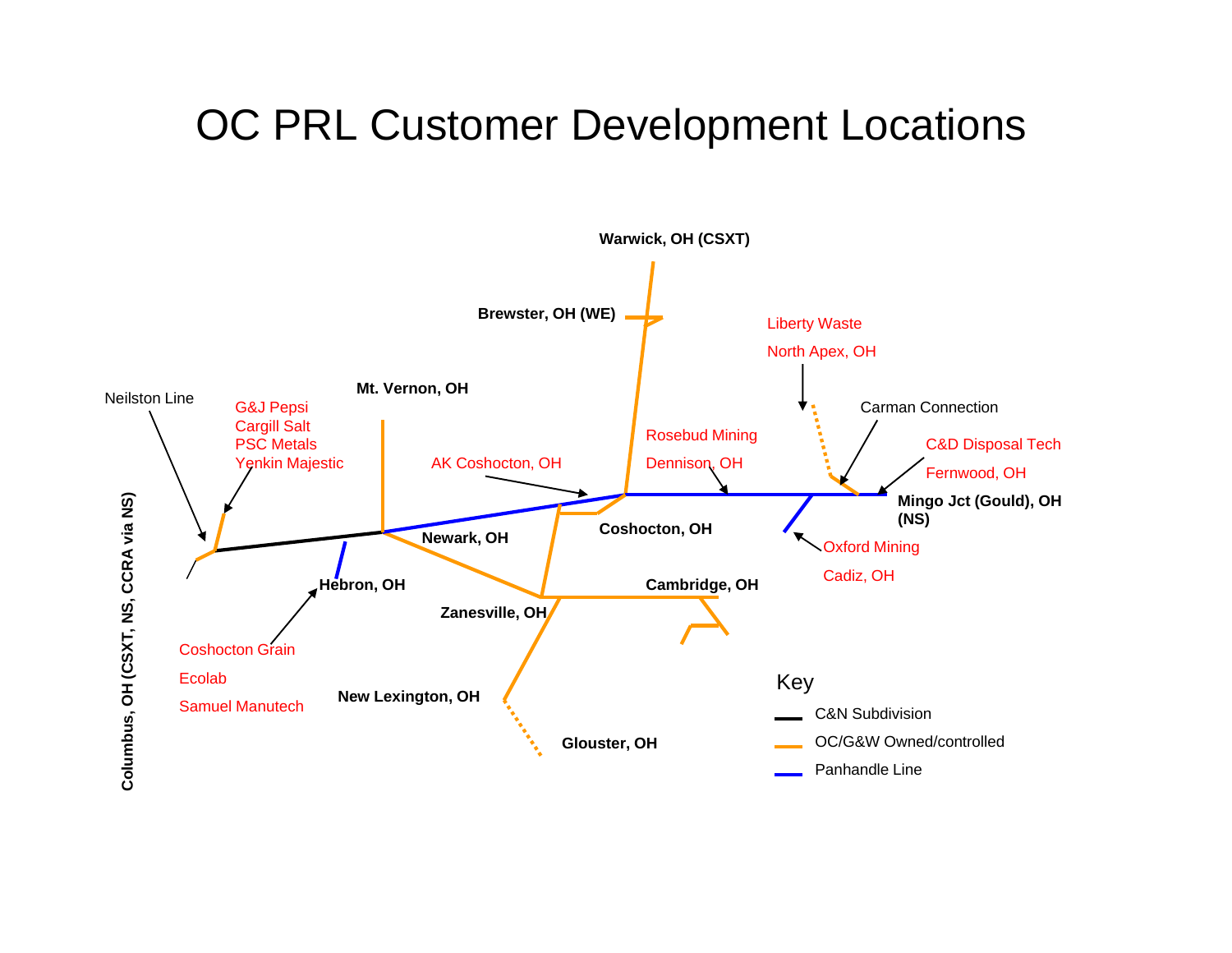# OC PRL Customer Development Locations

Warwick, OH (CSXT)

Brewster, OH (WE)

Liberty Waste

North Apex, OH

Carman Connection

Neilston Line

G&J Pepsi
Cargill Salt
PSC Metals
Yenkin Majestic

Mt. Vernon, OH

Rosebud Mining

Dennison, OH

C&D Disposal Tech

Fernwood, OH

AK Coshocton, OH

Mingo Jct (Gould), OH (NS)

Coshocton, OH

Newark, OH

Oxford Mining

Cadiz, OH

Hebron, OH

Cambridge, OH

Zanesville, OH

Columbus, OH (CSXT, NS, CCRA via NS)

Coshocton Grain

Ecolab

Samuel Manutech

New Lexington, OH

Glouster, OH

Key

- C&N Subdivision
- OC/G&W Owned/controlled
- Panhandle Line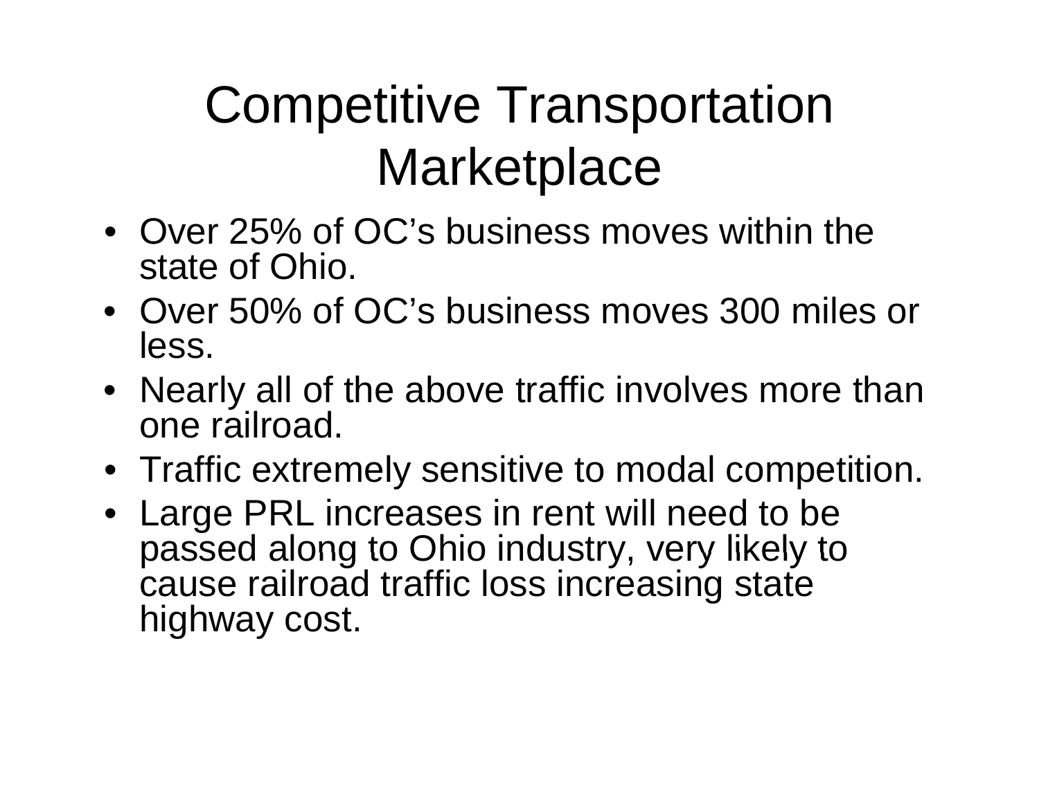# Competitive Transportation Marketplace

- Over 25% of OC's business moves within the state of Ohio.
- Over 50% of OC's business moves 300 miles or less.
- Nearly all of the above traffic involves more than one railroad.
- Traffic extremely sensitive to modal competition.
- Large PRL increases in rent will need to be passed along to Ohio industry, very likely to cause railroad traffic loss increasing state highway cost.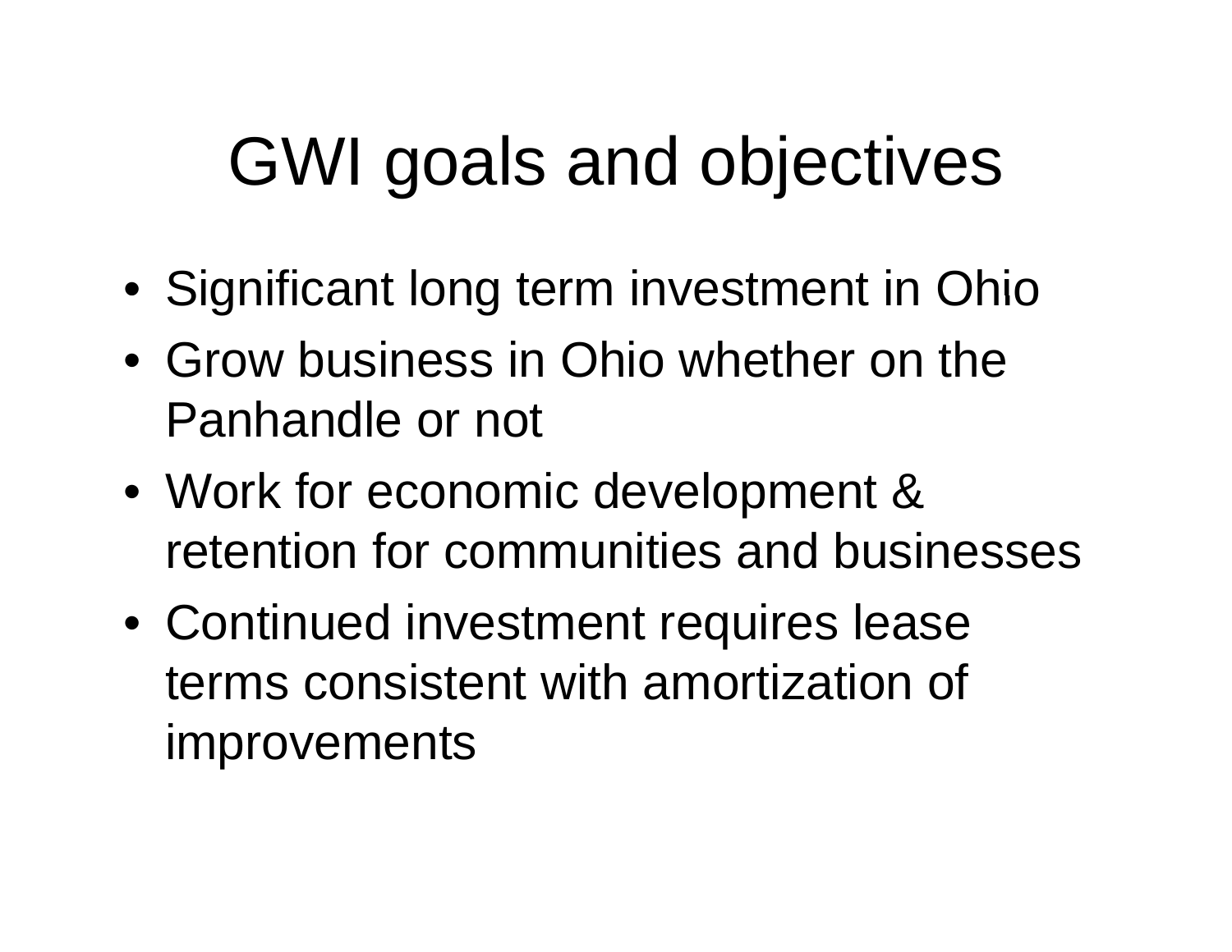# GWI goals and objectives

- Significant long term investment in Ohio
- Grow business in Ohio whether on the Panhandle or not
- Work for economic development & retention for communities and businesses
- Continued investment requires lease terms consistent with amortization of improvements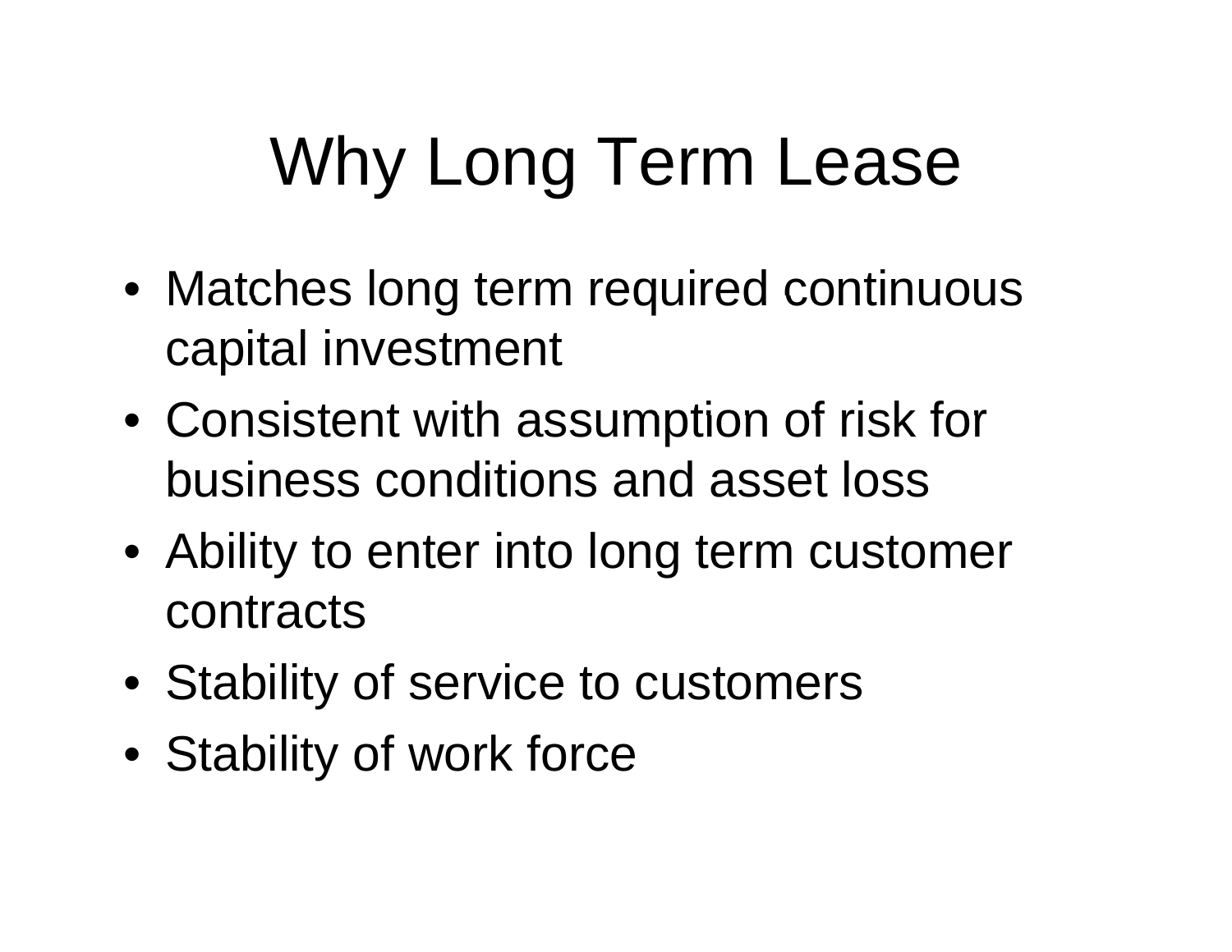# Why Long Term Lease

- Matches long term required continuous capital investment
- Consistent with assumption of risk for business conditions and asset loss
- Ability to enter into long term customer contracts
- Stability of service to customers
- Stability of work force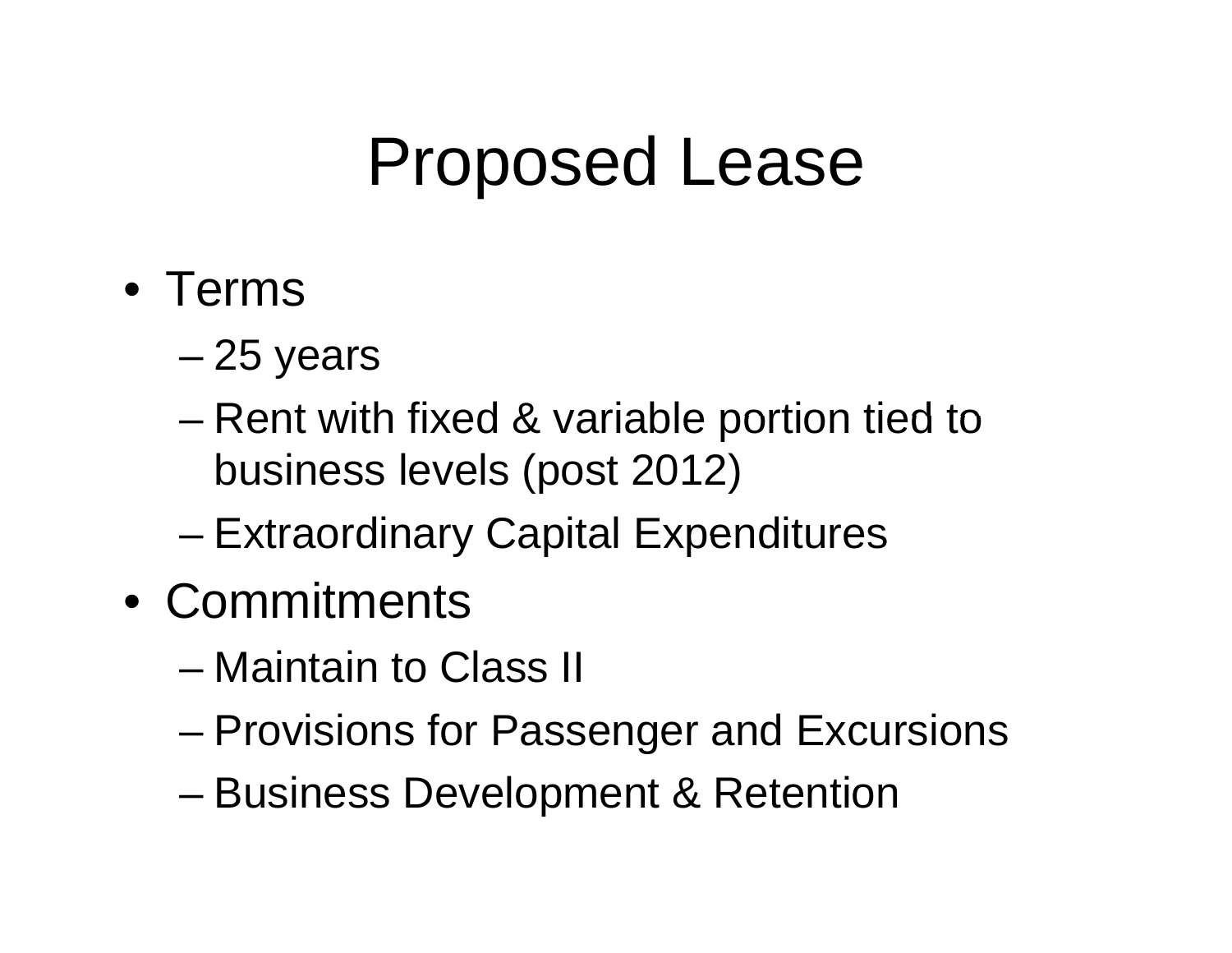# Proposed Lease

- Terms
  - 25 years
  - Rent with fixed & variable portion tied to business levels (post 2012)
  - Extraordinary Capital Expenditures
- Commitments
  - Maintain to Class II
  - Provisions for Passenger and Excursions
  - Business Development & Retention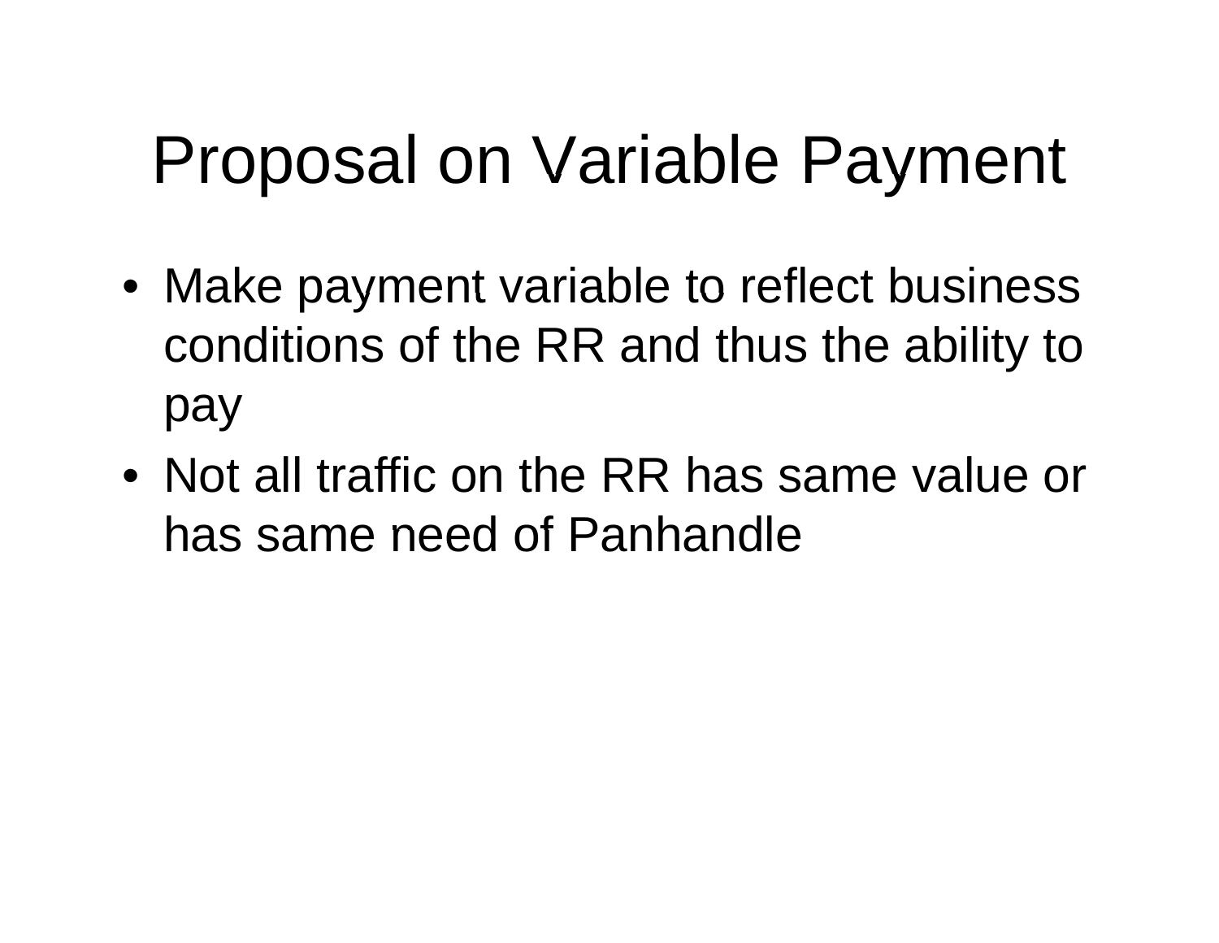# Proposal on Variable Payment

- Make payment variable to reflect business conditions of the RR and thus the ability to pay
- Not all traffic on the RR has same value or has same need of Panhandle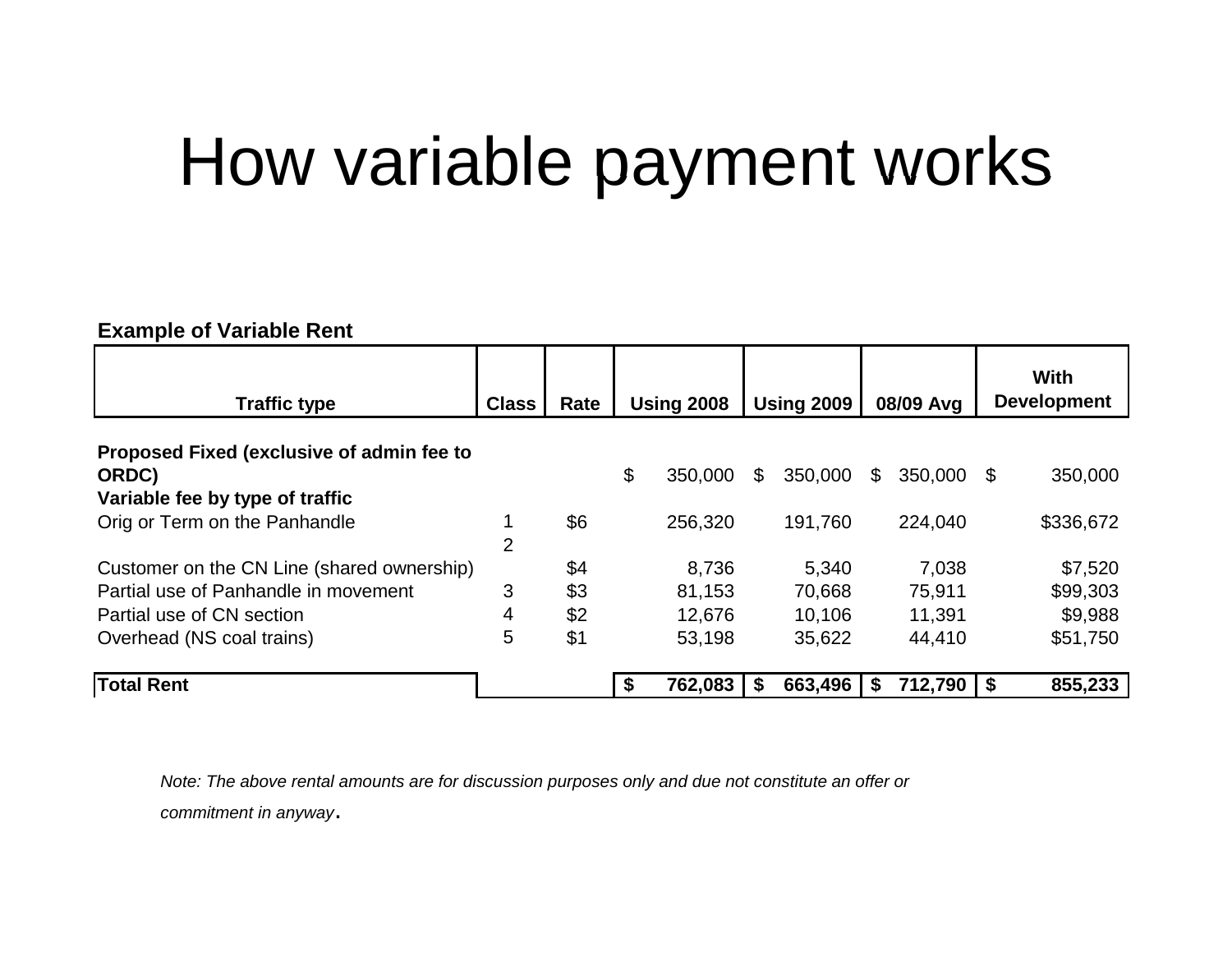# How variable payment works

**Example of Variable Rent**

| Traffic type | Class | Rate | Using 2008 | Using 2009 | 08/09 Avg | With Development |
|---|---|---|---|---|---|---|
| **Proposed Fixed (exclusive of admin fee to ORDC)** | | | $ 350,000 | $ 350,000 | $ 350,000 | $ 350,000 |
| **Variable fee by type of traffic** | | | | | | |
| Orig or Term on the Panhandle | 1 | $6 | 256,320 | 191,760 | 224,040 | $336,672 |
| Customer on the CN Line (shared ownership) | 2 | $4 | 8,736 | 5,340 | 7,038 | $7,520 |
| Partial use of Panhandle in movement | 3 | $3 | 81,153 | 70,668 | 75,911 | $99,303 |
| Partial use of CN section | 4 | $2 | 12,676 | 10,106 | 11,391 | $9,988 |
| Overhead (NS coal trains) | 5 | $1 | 53,198 | 35,622 | 44,410 | $51,750 |
| **Total Rent** | | | **$ 762,083** | **$ 663,496** | **$ 712,790** | **$ 855,233** |

*Note: The above rental amounts are for discussion purposes only and due not constitute an offer or commitment in anyway*.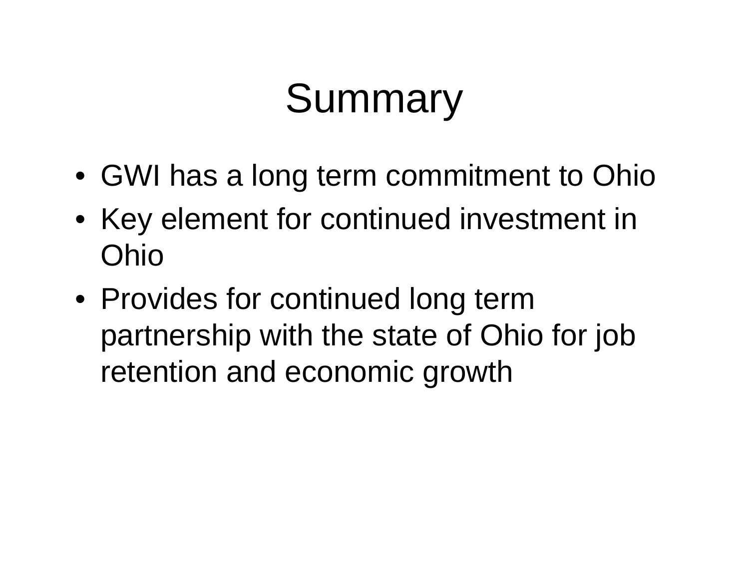# Summary

- GWI has a long term commitment to Ohio
- Key element for continued investment in Ohio
- Provides for continued long term partnership with the state of Ohio for job retention and economic growth